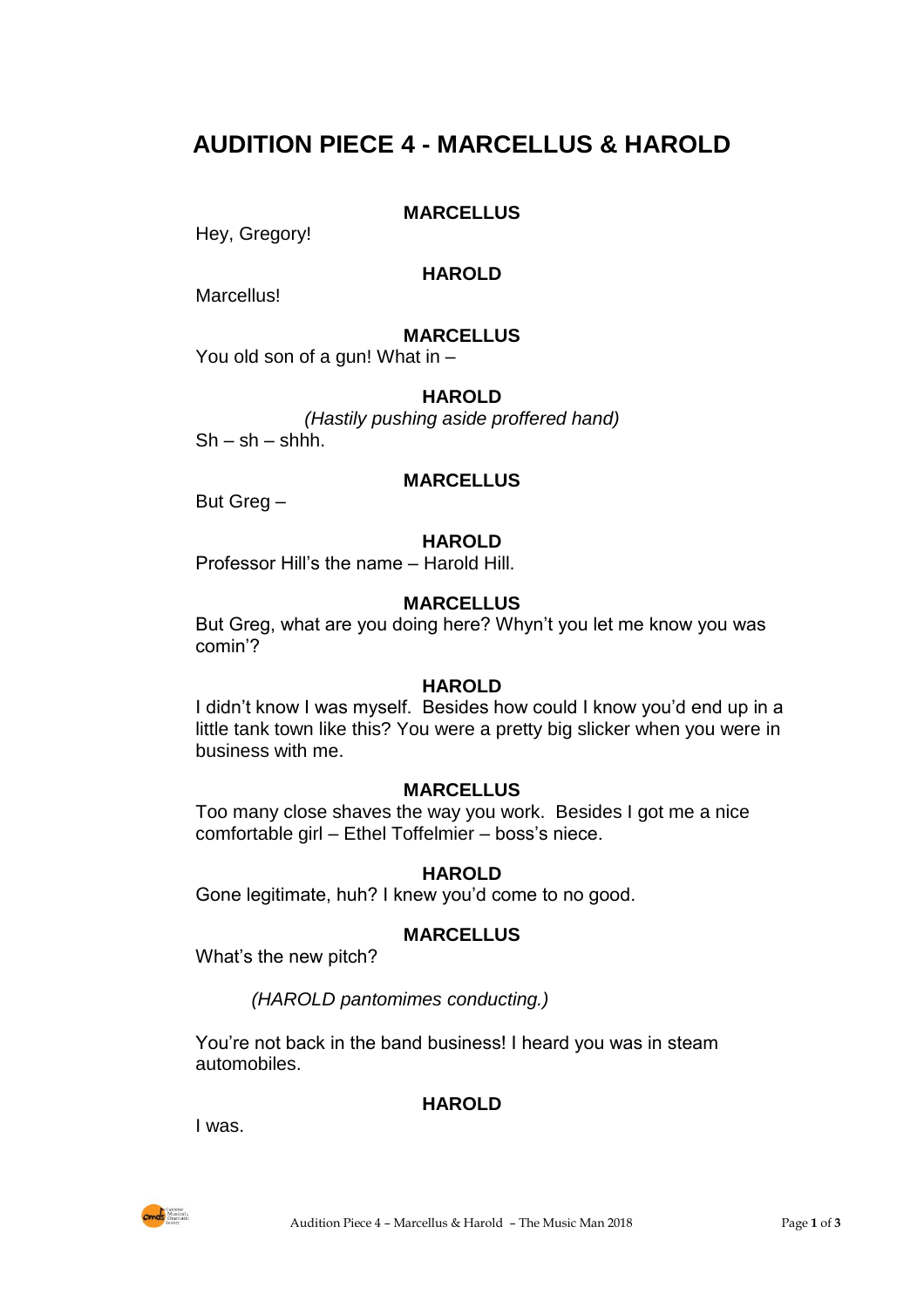# AUDITION PIECE 4 - MARCELLUS & HAROLD

**MARCELLUS**

Hey, Gregory!

**HAROLD**

Marcellus!

**MARCELLUS**

You old son of a gun! What in –

**HAROLD**

*(Hastily pushing aside proffered hand)*

Sh – sh – shhh.

**MARCELLUS**

But Greg –

**HAROLD**

Professor Hill's the name – Harold Hill.

**MARCELLUS**

But Greg, what are you doing here? Whyn't you let me know you was comin'?

**HAROLD**

I didn't know I was myself. Besides how could I know you'd end up in a little tank town like this? You were a pretty big slicker when you were in business with me.

**MARCELLUS**

Too many close shaves the way you work. Besides I got me a nice comfortable girl – Ethel Toffelmier – boss's niece.

**HAROLD**

Gone legitimate, huh? I knew you'd come to no good.

**MARCELLUS**

What's the new pitch?

*(HAROLD pantomimes conducting.)*

You're not back in the band business! I heard you was in steam automobiles.

**HAROLD**

I was.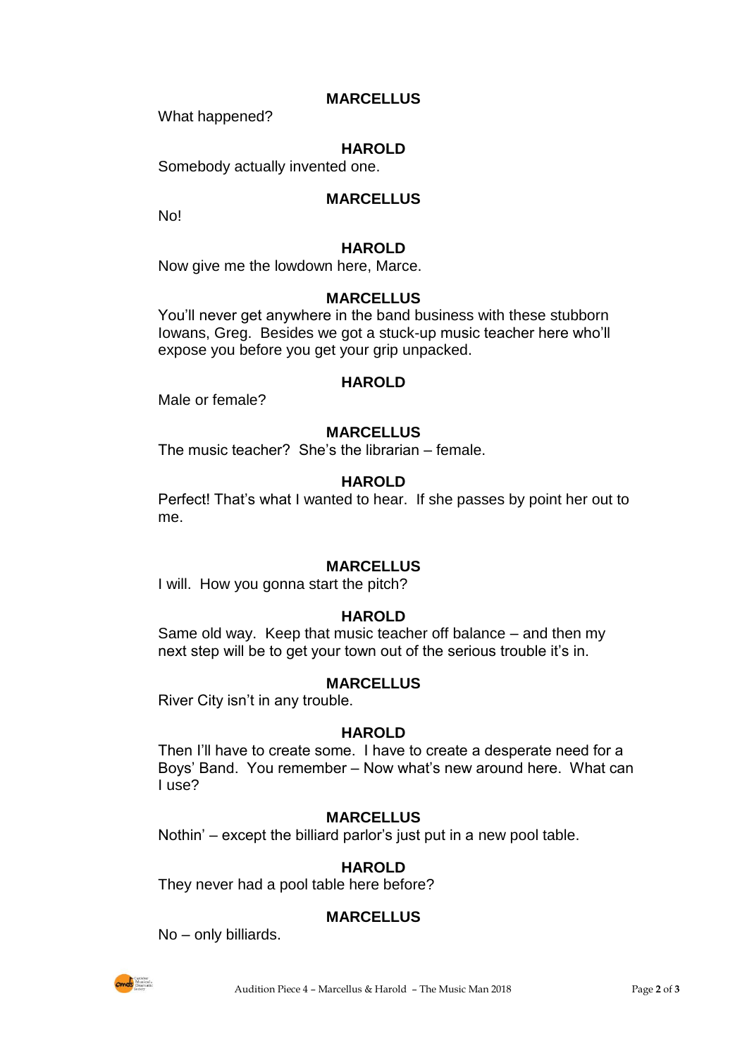**MARCELLUS**

What happened?

**HAROLD**

Somebody actually invented one.

**MARCELLUS**

No!

**HAROLD**

Now give me the lowdown here, Marce.

**MARCELLUS**

You'll never get anywhere in the band business with these stubborn Iowans, Greg. Besides we got a stuck-up music teacher here who'll expose you before you get your grip unpacked.

**HAROLD**

Male or female?

**MARCELLUS**

The music teacher? She's the librarian – female.

**HAROLD**

Perfect! That's what I wanted to hear. If she passes by point her out to me.

**MARCELLUS**

I will. How you gonna start the pitch?

**HAROLD**

Same old way. Keep that music teacher off balance – and then my next step will be to get your town out of the serious trouble it's in.

**MARCELLUS**

River City isn't in any trouble.

**HAROLD**

Then I'll have to create some. I have to create a desperate need for a Boys' Band. You remember – Now what's new around here. What can I use?

**MARCELLUS**

Nothin' – except the billiard parlor's just put in a new pool table.

**HAROLD**

They never had a pool table here before?

**MARCELLUS**

No – only billiards.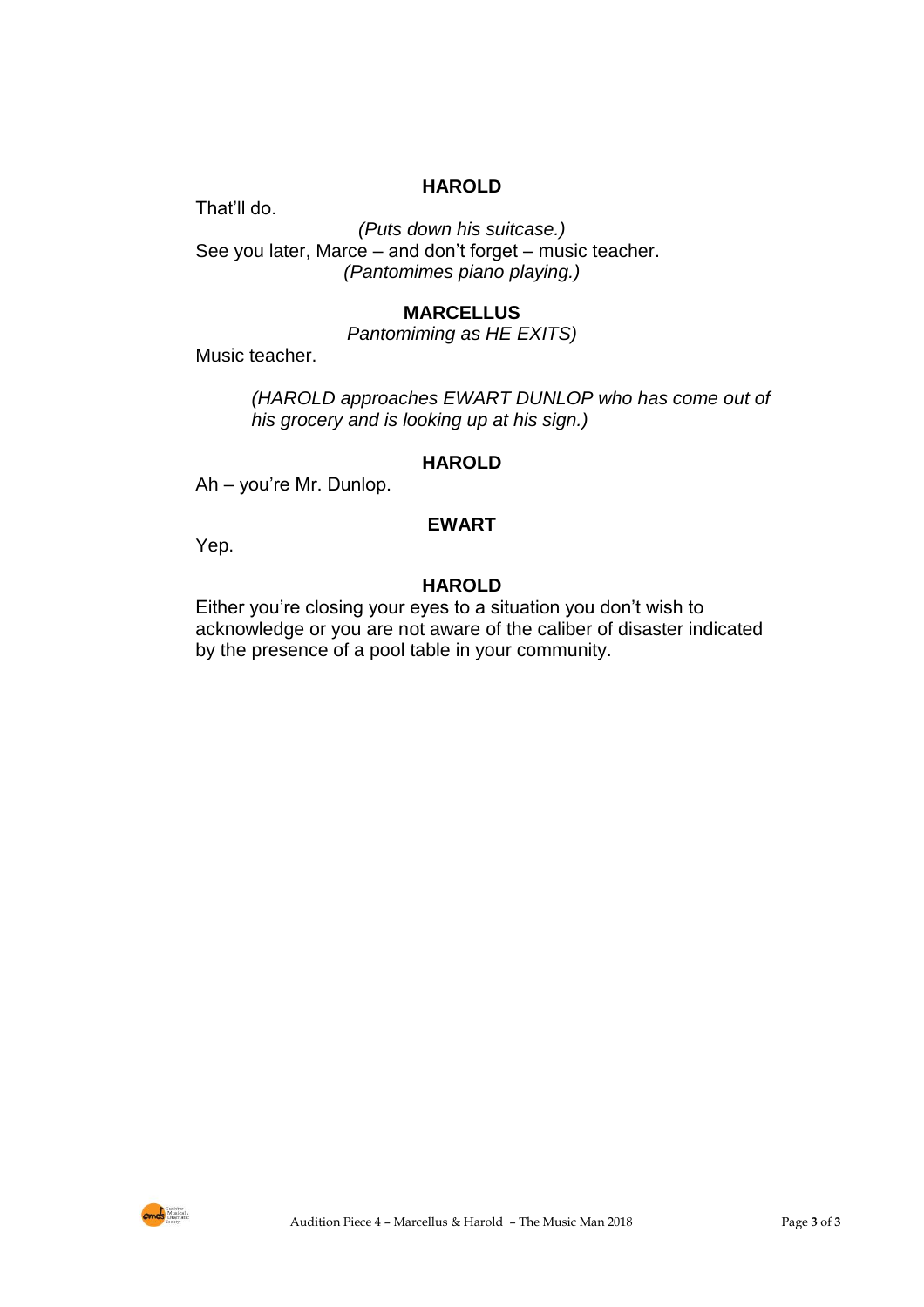**HAROLD**

That'll do.

*(Puts down his suitcase.)*

See you later, Marce – and don't forget – music teacher.

*(Pantomimes piano playing.)*

**MARCELLUS**

*Pantomiming as HE EXITS)*

Music teacher.

*(HAROLD approaches EWART DUNLOP who has come out of his grocery and is looking up at his sign.)*

**HAROLD**

Ah – you're Mr. Dunlop.

**EWART**

Yep.

**HAROLD**

Either you're closing your eyes to a situation you don't wish to acknowledge or you are not aware of the caliber of disaster indicated by the presence of a pool table in your community.